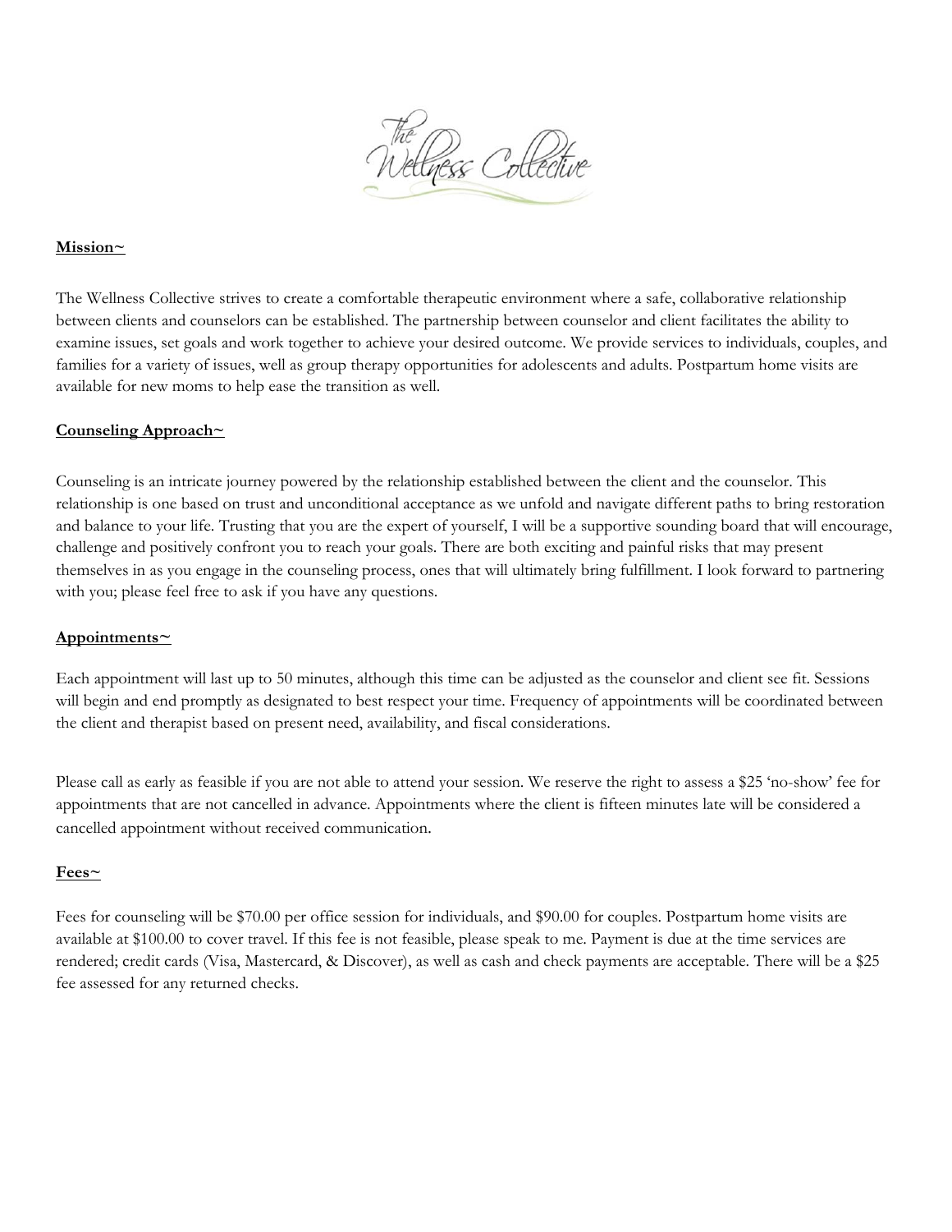The Wellness Collective

**Mission~**

The Wellness Collective strives to create a comfortable therapeutic environment where a safe, collaborative relationship between clients and counselors can be established. The partnership between counselor and client facilitates the ability to examine issues, set goals and work together to achieve your desired outcome. We provide services to individuals, couples, and families for a variety of issues, well as group therapy opportunities for adolescents and adults. Postpartum home visits are available for new moms to help ease the transition as well.

**Counseling Approach~**

Counseling is an intricate journey powered by the relationship established between the client and the counselor. This relationship is one based on trust and unconditional acceptance as we unfold and navigate different paths to bring restoration and balance to your life. Trusting that you are the expert of yourself, I will be a supportive sounding board that will encourage, challenge and positively confront you to reach your goals. There are both exciting and painful risks that may present themselves in as you engage in the counseling process, ones that will ultimately bring fulfillment. I look forward to partnering with you; please feel free to ask if you have any questions.

**Appointments~**

Each appointment will last up to 50 minutes, although this time can be adjusted as the counselor and client see fit. Sessions will begin and end promptly as designated to best respect your time. Frequency of appointments will be coordinated between the client and therapist based on present need, availability, and fiscal considerations.

Please call as early as feasible if you are not able to attend your session. We reserve the right to assess a $25 'no-show' fee for appointments that are not cancelled in advance. Appointments where the client is fifteen minutes late will be considered a cancelled appointment without received communication.

**Fees~**

Fees for counseling will be $70.00 per office session for individuals, and $90.00 for couples. Postpartum home visits are available at $100.00 to cover travel. If this fee is not feasible, please speak to me. Payment is due at the time services are rendered; credit cards (Visa, Mastercard, & Discover), as well as cash and check payments are acceptable. There will be a $25 fee assessed for any returned checks.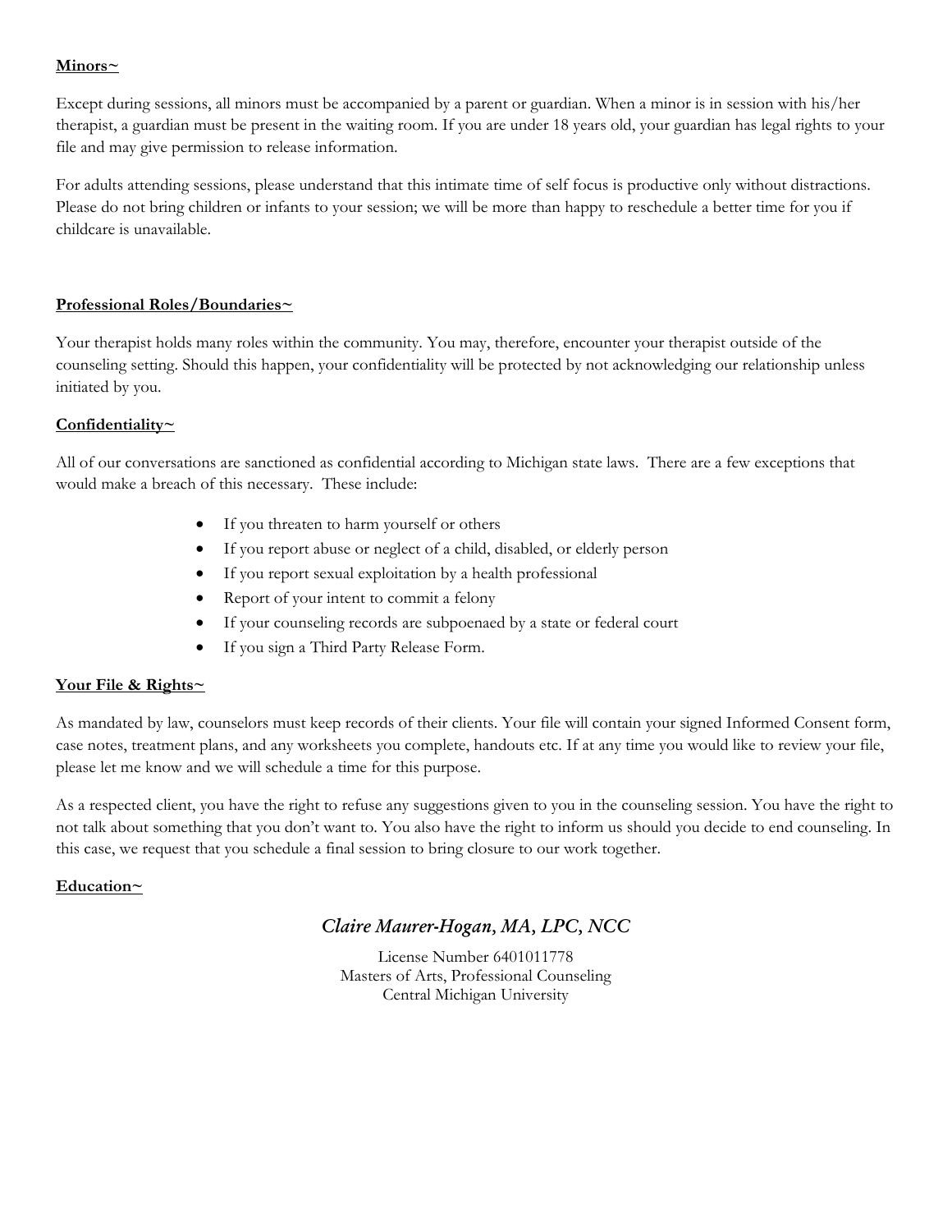**Minors~**

Except during sessions, all minors must be accompanied by a parent or guardian. When a minor is in session with his/her therapist, a guardian must be present in the waiting room. If you are under 18 years old, your guardian has legal rights to your file and may give permission to release information.

For adults attending sessions, please understand that this intimate time of self focus is productive only without distractions. Please do not bring children or infants to your session; we will be more than happy to reschedule a better time for you if childcare is unavailable.

**Professional Roles/Boundaries~**

Your therapist holds many roles within the community. You may, therefore, encounter your therapist outside of the counseling setting. Should this happen, your confidentiality will be protected by not acknowledging our relationship unless initiated by you.

**Confidentiality~**

All of our conversations are sanctioned as confidential according to Michigan state laws. There are a few exceptions that would make a breach of this necessary. These include:

- If you threaten to harm yourself or others
- If you report abuse or neglect of a child, disabled, or elderly person
- If you report sexual exploitation by a health professional
- Report of your intent to commit a felony
- If your counseling records are subpoenaed by a state or federal court
- If you sign a Third Party Release Form.

**Your File & Rights~**

As mandated by law, counselors must keep records of their clients. Your file will contain your signed Informed Consent form, case notes, treatment plans, and any worksheets you complete, handouts etc. If at any time you would like to review your file, please let me know and we will schedule a time for this purpose.

As a respected client, you have the right to refuse any suggestions given to you in the counseling session. You have the right to not talk about something that you don't want to. You also have the right to inform us should you decide to end counseling. In this case, we request that you schedule a final session to bring closure to our work together.

**Education~**

*Claire Maurer-Hogan, MA, LPC, NCC*

License Number 6401011778
Masters of Arts, Professional Counseling
Central Michigan University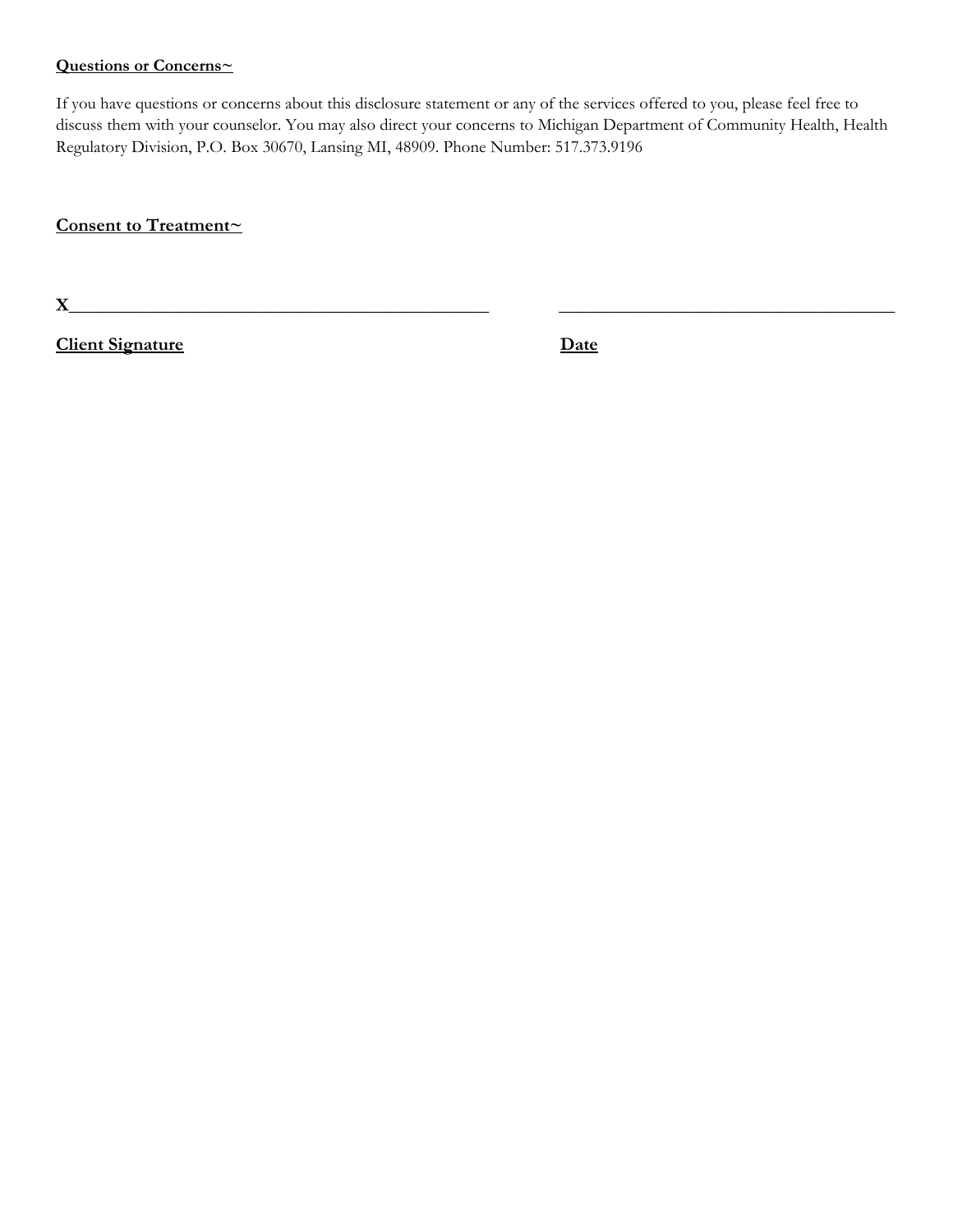**Questions or Concerns~**

If you have questions or concerns about this disclosure statement or any of the services offered to you, please feel free to discuss them with your counselor. You may also direct your concerns to Michigan Department of Community Health, Health Regulatory Division, P.O. Box 30670, Lansing MI, 48909. Phone Number: 517.373.9196

**Consent to Treatment~**

X_______________________________________________ _____________________________________

**Client Signature** **Date**